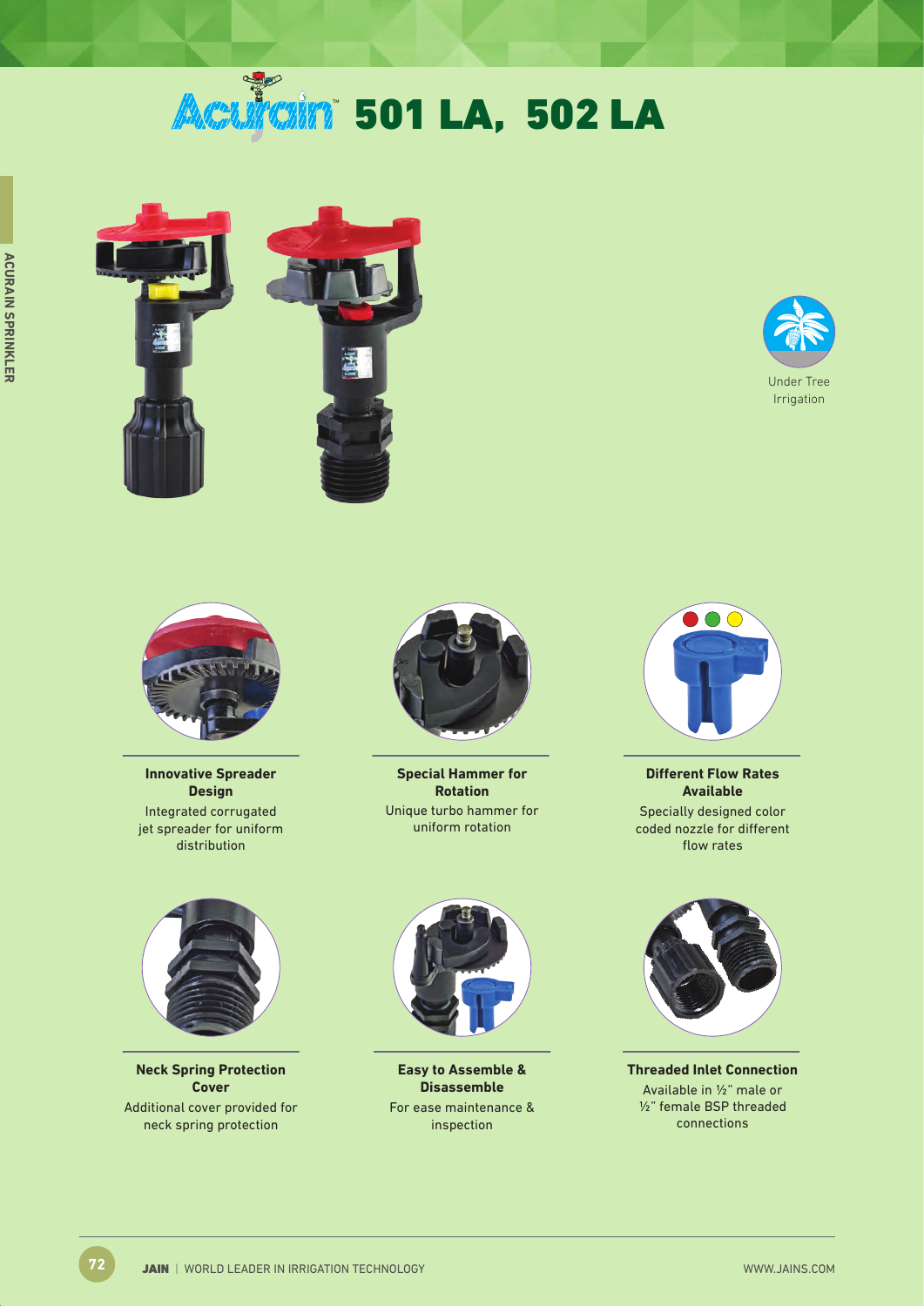# Acurain™ 501 LA, 502 LA

Under Tree Irrigation

**Innovative Spreader Design**

Integrated corrugated jet spreader for uniform distribution

**Special Hammer for Rotation**

Unique turbo hammer for uniform rotation

**Different Flow Rates Available**

Specially designed color coded nozzle for different flow rates

**Neck Spring Protection Cover**

Additional cover provided for neck spring protection

**Easy to Assemble & Disassemble**

For ease maintenance & inspection

**Threaded Inlet Connection**

Available in ½" male or ½" female BSP threaded connections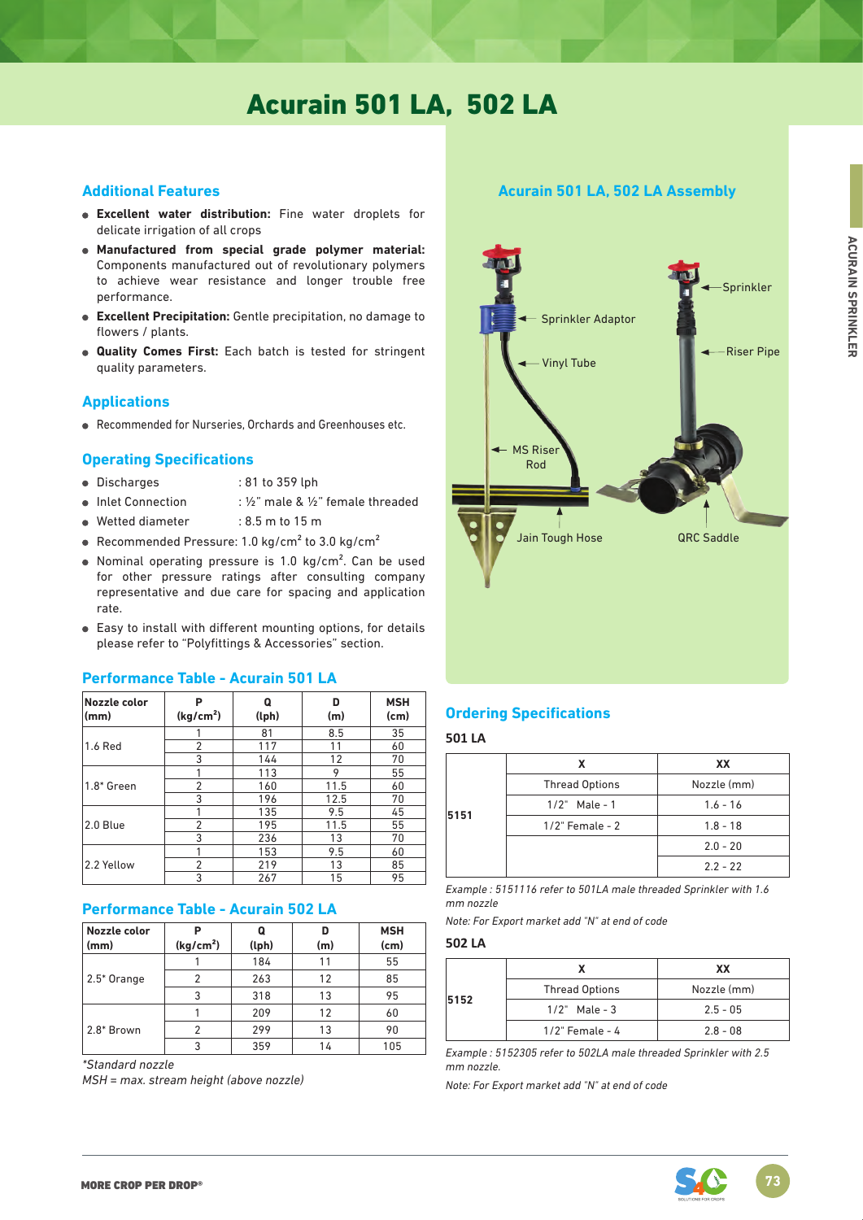# Acurain 501 LA, 502 LA

## Additional Features

- **Excellent water distribution:** Fine water droplets for delicate irrigation of all crops
- **Manufactured from special grade polymer material:** Components manufactured out of revolutionary polymers to achieve wear resistance and longer trouble free performance.
- **Excellent Precipitation:** Gentle precipitation, no damage to flowers / plants.
- **Quality Comes First:** Each batch is tested for stringent quality parameters.

## Applications

- Recommended for Nurseries, Orchards and Greenhouses etc.

## Operating Specifications

- Discharges : 81 to 359 lph
- Inlet Connection : ½" male & ½" female threaded
- Wetted diameter : 8.5 m to 15 m
- Recommended Pressure: 1.0 kg/cm² to 3.0 kg/cm²
- Nominal operating pressure is 1.0 kg/cm². Can be used for other pressure ratings after consulting company representative and due care for spacing and application rate.
- Easy to install with different mounting options, for details please refer to "Polyfittings & Accessories" section.

## Performance Table - Acurain 501 LA

| Nozzle color (mm) | P (kg/cm²) | Q (lph) | D (m) | MSH (cm) |
|---|---|---|---|---|
| 1.6 Red | 1 | 81 | 8.5 | 35 |
| | 2 | 117 | 11 | 60 |
| | 3 | 144 | 12 | 70 |
| 1.8* Green | 1 | 113 | 9 | 55 |
| | 2 | 160 | 11.5 | 60 |
| | 3 | 196 | 12.5 | 70 |
| 2.0 Blue | 1 | 135 | 9.5 | 45 |
| | 2 | 195 | 11.5 | 55 |
| | 3 | 236 | 13 | 70 |
| 2.2 Yellow | 1 | 153 | 9.5 | 60 |
| | 2 | 219 | 13 | 85 |
| | 3 | 267 | 15 | 95 |

## Performance Table - Acurain 502 LA

| Nozzle color (mm) | P (kg/cm²) | Q (lph) | D (m) | MSH (cm) |
|---|---|---|---|---|
| 2.5* Orange | 1 | 184 | 11 | 55 |
| | 2 | 263 | 12 | 85 |
| | 3 | 318 | 13 | 95 |
| 2.8* Brown | 1 | 209 | 12 | 60 |
| | 2 | 299 | 13 | 90 |
| | 3 | 359 | 14 | 105 |

*Standard nozzle

*MSH = max. stream height (above nozzle)*

## Acurain 501 LA, 502 LA Assembly

Sprinkler Adaptor
Vinyl Tube
MS Riser Rod
Jain Tough Hose
Sprinkler
Riser Pipe
QRC Saddle

## Ordering Specifications

### 501 LA

| | X | XX |
|---|---|---|
| 5151 | Thread Options | Nozzle (mm) |
| | 1/2" Male - 1 | 1.6 - 16 |
| | 1/2" Female - 2 | 1.8 - 18 |
| | | 2.0 - 20 |
| | | 2.2 - 22 |

*Example : 5151116 refer to 501LA male threaded Sprinkler with 1.6 mm nozzle*

*Note: For Export market add "N" at end of code*

### 502 LA

| | X | XX |
|---|---|---|
| 5152 | Thread Options | Nozzle (mm) |
| | 1/2" Male - 3 | 2.5 - 05 |
| | 1/2" Female - 4 | 2.8 - 08 |

*Example : 5152305 refer to 502LA male threaded Sprinkler with 2.5 mm nozzle.*

*Note: For Export market add "N" at end of code*